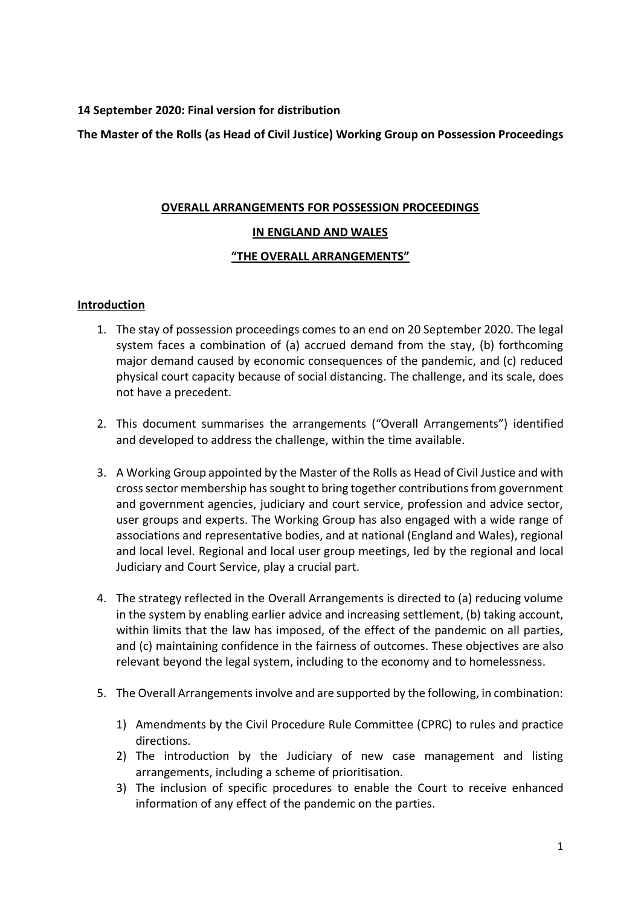**14 September 2020: Final version for distribution**

**The Master of the Rolls (as Head of Civil Justice) Working Group on Possession Proceedings**

# OVERALL ARRANGEMENTS FOR POSSESSION PROCEEDINGS

# IN ENGLAND AND WALES

# "THE OVERALL ARRANGEMENTS"

## Introduction

1. The stay of possession proceedings comes to an end on 20 September 2020. The legal system faces a combination of (a) accrued demand from the stay, (b) forthcoming major demand caused by economic consequences of the pandemic, and (c) reduced physical court capacity because of social distancing. The challenge, and its scale, does not have a precedent.

2. This document summarises the arrangements ("Overall Arrangements") identified and developed to address the challenge, within the time available.

3. A Working Group appointed by the Master of the Rolls as Head of Civil Justice and with cross sector membership has sought to bring together contributions from government and government agencies, judiciary and court service, profession and advice sector, user groups and experts. The Working Group has also engaged with a wide range of associations and representative bodies, and at national (England and Wales), regional and local level. Regional and local user group meetings, led by the regional and local Judiciary and Court Service, play a crucial part.

4. The strategy reflected in the Overall Arrangements is directed to (a) reducing volume in the system by enabling earlier advice and increasing settlement, (b) taking account, within limits that the law has imposed, of the effect of the pandemic on all parties, and (c) maintaining confidence in the fairness of outcomes. These objectives are also relevant beyond the legal system, including to the economy and to homelessness.

5. The Overall Arrangements involve and are supported by the following, in combination:

    1) Amendments by the Civil Procedure Rule Committee (CPRC) to rules and practice directions.
    2) The introduction by the Judiciary of new case management and listing arrangements, including a scheme of prioritisation.
    3) The inclusion of specific procedures to enable the Court to receive enhanced information of any effect of the pandemic on the parties.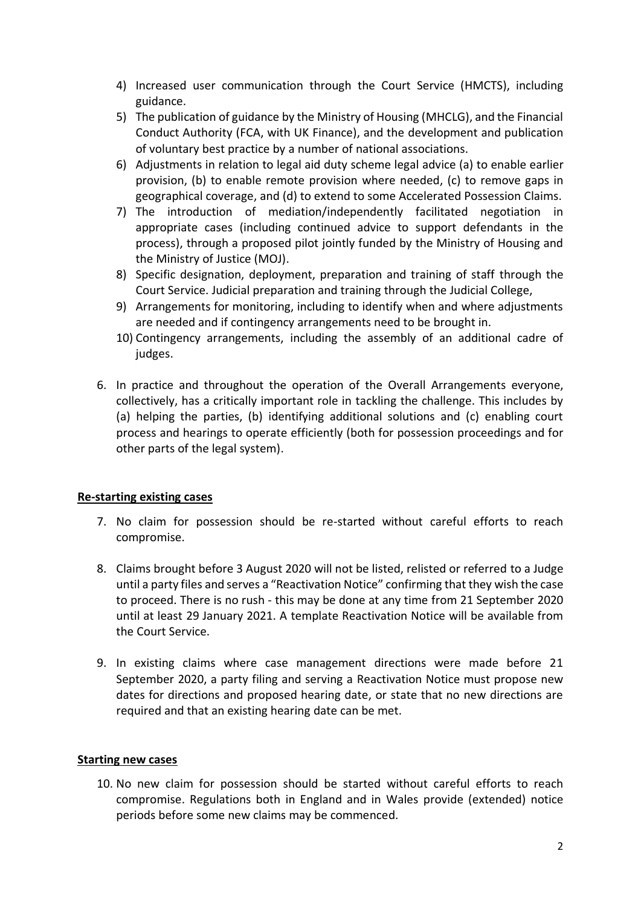4) Increased user communication through the Court Service (HMCTS), including guidance.
5) The publication of guidance by the Ministry of Housing (MHCLG), and the Financial Conduct Authority (FCA, with UK Finance), and the development and publication of voluntary best practice by a number of national associations.
6) Adjustments in relation to legal aid duty scheme legal advice (a) to enable earlier provision, (b) to enable remote provision where needed, (c) to remove gaps in geographical coverage, and (d) to extend to some Accelerated Possession Claims.
7) The introduction of mediation/independently facilitated negotiation in appropriate cases (including continued advice to support defendants in the process), through a proposed pilot jointly funded by the Ministry of Housing and the Ministry of Justice (MOJ).
8) Specific designation, deployment, preparation and training of staff through the Court Service. Judicial preparation and training through the Judicial College,
9) Arrangements for monitoring, including to identify when and where adjustments are needed and if contingency arrangements need to be brought in.
10) Contingency arrangements, including the assembly of an additional cadre of judges.

6. In practice and throughout the operation of the Overall Arrangements everyone, collectively, has a critically important role in tackling the challenge. This includes by (a) helping the parties, (b) identifying additional solutions and (c) enabling court process and hearings to operate efficiently (both for possession proceedings and for other parts of the legal system).

**Re-starting existing cases**

7. No claim for possession should be re-started without careful efforts to reach compromise.

8. Claims brought before 3 August 2020 will not be listed, relisted or referred to a Judge until a party files and serves a "Reactivation Notice" confirming that they wish the case to proceed. There is no rush - this may be done at any time from 21 September 2020 until at least 29 January 2021. A template Reactivation Notice will be available from the Court Service.

9. In existing claims where case management directions were made before 21 September 2020, a party filing and serving a Reactivation Notice must propose new dates for directions and proposed hearing date, or state that no new directions are required and that an existing hearing date can be met.

**Starting new cases**

10. No new claim for possession should be started without careful efforts to reach compromise. Regulations both in England and in Wales provide (extended) notice periods before some new claims may be commenced.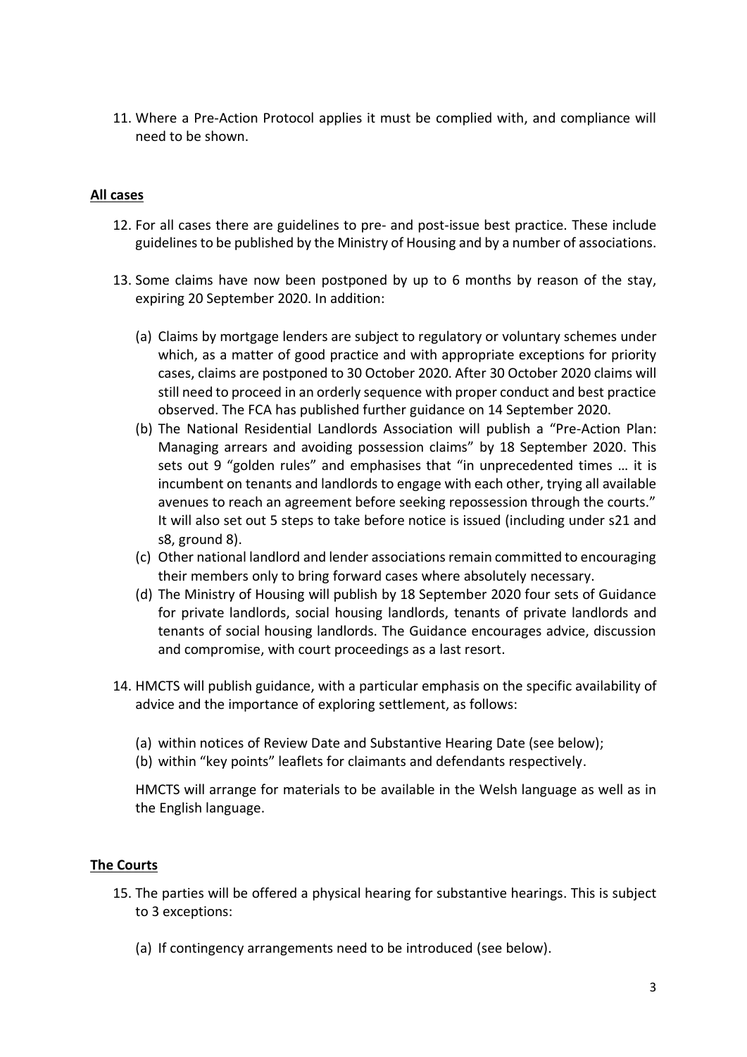11. Where a Pre-Action Protocol applies it must be complied with, and compliance will need to be shown.

**All cases**

12. For all cases there are guidelines to pre- and post-issue best practice. These include guidelines to be published by the Ministry of Housing and by a number of associations.

13. Some claims have now been postponed by up to 6 months by reason of the stay, expiring 20 September 2020. In addition:

    (a) Claims by mortgage lenders are subject to regulatory or voluntary schemes under which, as a matter of good practice and with appropriate exceptions for priority cases, claims are postponed to 30 October 2020. After 30 October 2020 claims will still need to proceed in an orderly sequence with proper conduct and best practice observed. The FCA has published further guidance on 14 September 2020.

    (b) The National Residential Landlords Association will publish a "Pre-Action Plan: Managing arrears and avoiding possession claims" by 18 September 2020. This sets out 9 "golden rules" and emphasises that "in unprecedented times … it is incumbent on tenants and landlords to engage with each other, trying all available avenues to reach an agreement before seeking repossession through the courts." It will also set out 5 steps to take before notice is issued (including under s21 and s8, ground 8).

    (c) Other national landlord and lender associations remain committed to encouraging their members only to bring forward cases where absolutely necessary.

    (d) The Ministry of Housing will publish by 18 September 2020 four sets of Guidance for private landlords, social housing landlords, tenants of private landlords and tenants of social housing landlords. The Guidance encourages advice, discussion and compromise, with court proceedings as a last resort.

14. HMCTS will publish guidance, with a particular emphasis on the specific availability of advice and the importance of exploring settlement, as follows:

    (a) within notices of Review Date and Substantive Hearing Date (see below);

    (b) within "key points" leaflets for claimants and defendants respectively.

    HMCTS will arrange for materials to be available in the Welsh language as well as in the English language.

**The Courts**

15. The parties will be offered a physical hearing for substantive hearings. This is subject to 3 exceptions:

    (a) If contingency arrangements need to be introduced (see below).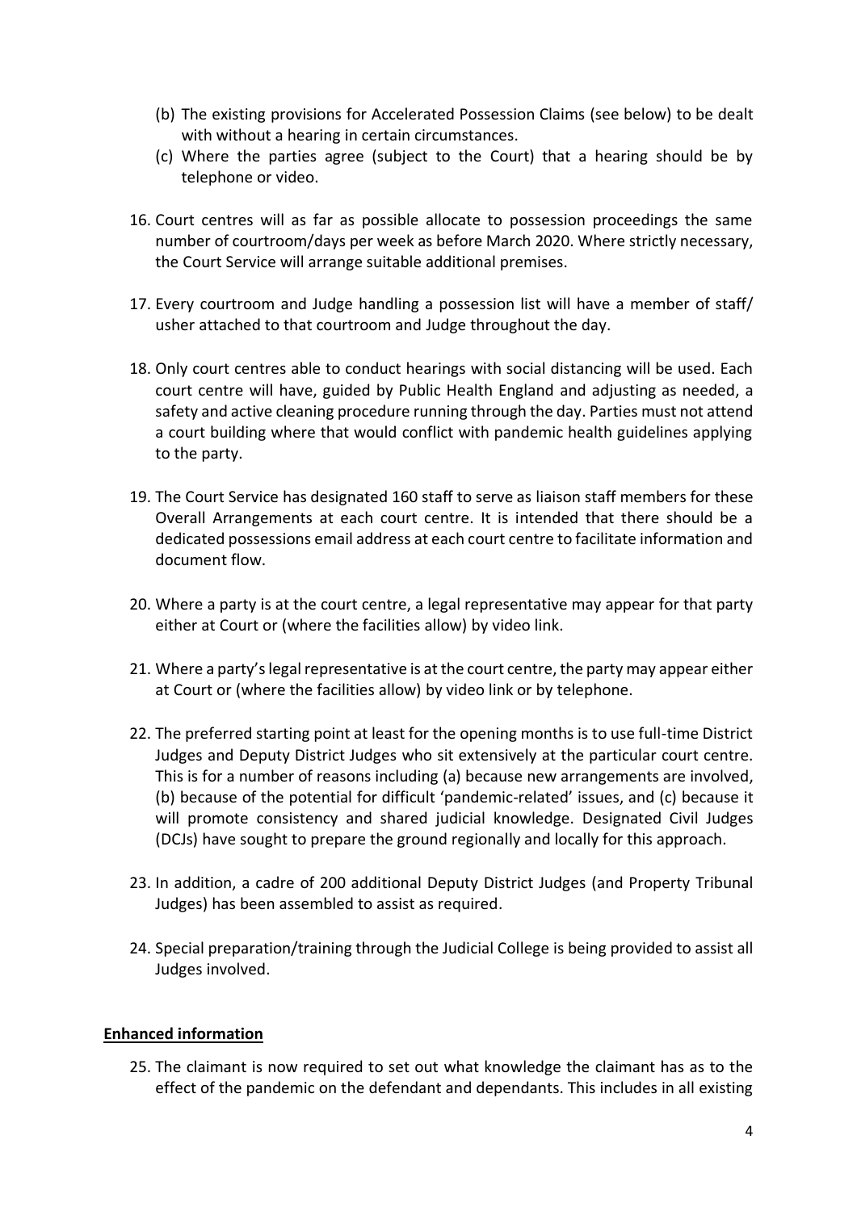(b) The existing provisions for Accelerated Possession Claims (see below) to be dealt with without a hearing in certain circumstances.

(c) Where the parties agree (subject to the Court) that a hearing should be by telephone or video.

16. Court centres will as far as possible allocate to possession proceedings the same number of courtroom/days per week as before March 2020. Where strictly necessary, the Court Service will arrange suitable additional premises.

17. Every courtroom and Judge handling a possession list will have a member of staff/ usher attached to that courtroom and Judge throughout the day.

18. Only court centres able to conduct hearings with social distancing will be used. Each court centre will have, guided by Public Health England and adjusting as needed, a safety and active cleaning procedure running through the day. Parties must not attend a court building where that would conflict with pandemic health guidelines applying to the party.

19. The Court Service has designated 160 staff to serve as liaison staff members for these Overall Arrangements at each court centre. It is intended that there should be a dedicated possessions email address at each court centre to facilitate information and document flow.

20. Where a party is at the court centre, a legal representative may appear for that party either at Court or (where the facilities allow) by video link.

21. Where a party's legal representative is at the court centre, the party may appear either at Court or (where the facilities allow) by video link or by telephone.

22. The preferred starting point at least for the opening months is to use full-time District Judges and Deputy District Judges who sit extensively at the particular court centre. This is for a number of reasons including (a) because new arrangements are involved, (b) because of the potential for difficult 'pandemic-related' issues, and (c) because it will promote consistency and shared judicial knowledge. Designated Civil Judges (DCJs) have sought to prepare the ground regionally and locally for this approach.

23. In addition, a cadre of 200 additional Deputy District Judges (and Property Tribunal Judges) has been assembled to assist as required.

24. Special preparation/training through the Judicial College is being provided to assist all Judges involved.

**Enhanced information**

25. The claimant is now required to set out what knowledge the claimant has as to the effect of the pandemic on the defendant and dependants. This includes in all existing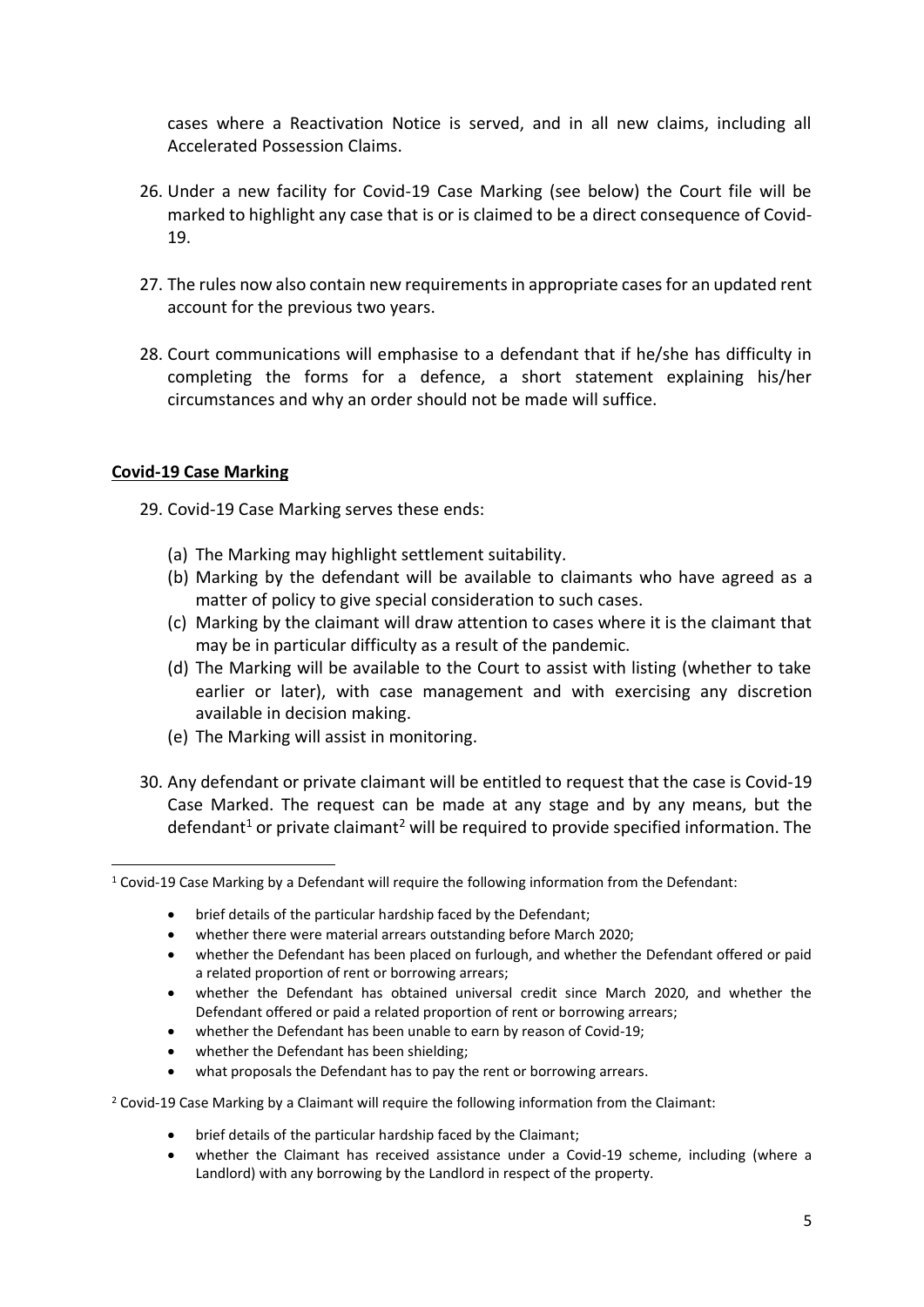cases where a Reactivation Notice is served, and in all new claims, including all Accelerated Possession Claims.

26. Under a new facility for Covid-19 Case Marking (see below) the Court file will be marked to highlight any case that is or is claimed to be a direct consequence of Covid-19.

27. The rules now also contain new requirements in appropriate cases for an updated rent account for the previous two years.

28. Court communications will emphasise to a defendant that if he/she has difficulty in completing the forms for a defence, a short statement explaining his/her circumstances and why an order should not be made will suffice.

## **Covid-19 Case Marking**

29. Covid-19 Case Marking serves these ends:

    (a) The Marking may highlight settlement suitability.
    (b) Marking by the defendant will be available to claimants who have agreed as a matter of policy to give special consideration to such cases.
    (c) Marking by the claimant will draw attention to cases where it is the claimant that may be in particular difficulty as a result of the pandemic.
    (d) The Marking will be available to the Court to assist with listing (whether to take earlier or later), with case management and with exercising any discretion available in decision making.
    (e) The Marking will assist in monitoring.

30. Any defendant or private claimant will be entitled to request that the case is Covid-19 Case Marked. The request can be made at any stage and by any means, but the defendant[1] or private claimant[2] will be required to provide specified information. The

---

[1] Covid-19 Case Marking by a Defendant will require the following information from the Defendant:

- brief details of the particular hardship faced by the Defendant;
- whether there were material arrears outstanding before March 2020;
- whether the Defendant has been placed on furlough, and whether the Defendant offered or paid a related proportion of rent or borrowing arrears;
- whether the Defendant has obtained universal credit since March 2020, and whether the Defendant offered or paid a related proportion of rent or borrowing arrears;
- whether the Defendant has been unable to earn by reason of Covid-19;
- whether the Defendant has been shielding;
- what proposals the Defendant has to pay the rent or borrowing arrears.

[2] Covid-19 Case Marking by a Claimant will require the following information from the Claimant:

- brief details of the particular hardship faced by the Claimant;
- whether the Claimant has received assistance under a Covid-19 scheme, including (where a Landlord) with any borrowing by the Landlord in respect of the property.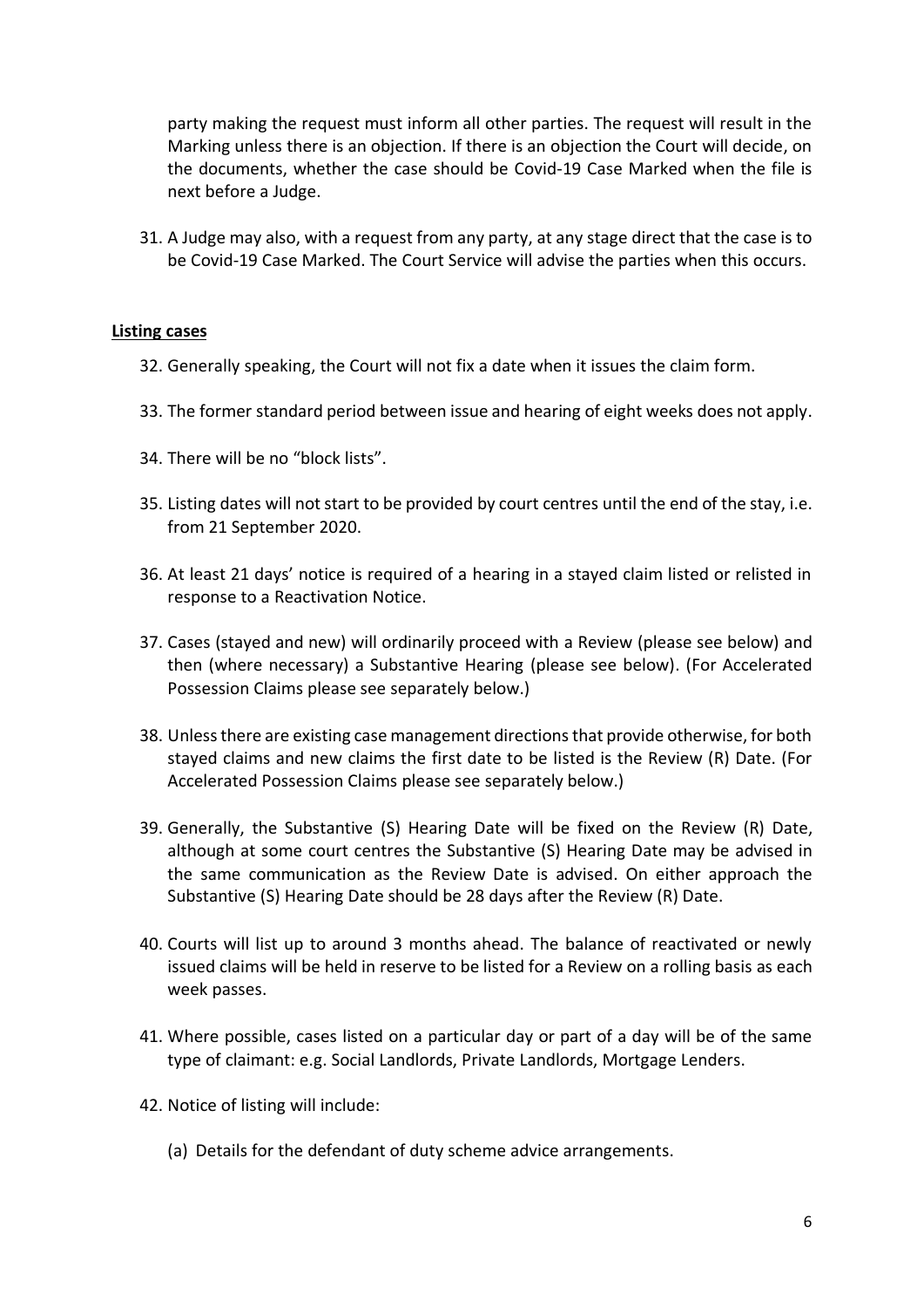party making the request must inform all other parties. The request will result in the Marking unless there is an objection. If there is an objection the Court will decide, on the documents, whether the case should be Covid-19 Case Marked when the file is next before a Judge.

31. A Judge may also, with a request from any party, at any stage direct that the case is to be Covid-19 Case Marked. The Court Service will advise the parties when this occurs.

**Listing cases**

32. Generally speaking, the Court will not fix a date when it issues the claim form.

33. The former standard period between issue and hearing of eight weeks does not apply.

34. There will be no "block lists".

35. Listing dates will not start to be provided by court centres until the end of the stay, i.e. from 21 September 2020.

36. At least 21 days' notice is required of a hearing in a stayed claim listed or relisted in response to a Reactivation Notice.

37. Cases (stayed and new) will ordinarily proceed with a Review (please see below) and then (where necessary) a Substantive Hearing (please see below). (For Accelerated Possession Claims please see separately below.)

38. Unless there are existing case management directions that provide otherwise, for both stayed claims and new claims the first date to be listed is the Review (R) Date. (For Accelerated Possession Claims please see separately below.)

39. Generally, the Substantive (S) Hearing Date will be fixed on the Review (R) Date, although at some court centres the Substantive (S) Hearing Date may be advised in the same communication as the Review Date is advised. On either approach the Substantive (S) Hearing Date should be 28 days after the Review (R) Date.

40. Courts will list up to around 3 months ahead. The balance of reactivated or newly issued claims will be held in reserve to be listed for a Review on a rolling basis as each week passes.

41. Where possible, cases listed on a particular day or part of a day will be of the same type of claimant: e.g. Social Landlords, Private Landlords, Mortgage Lenders.

42. Notice of listing will include:

    (a) Details for the defendant of duty scheme advice arrangements.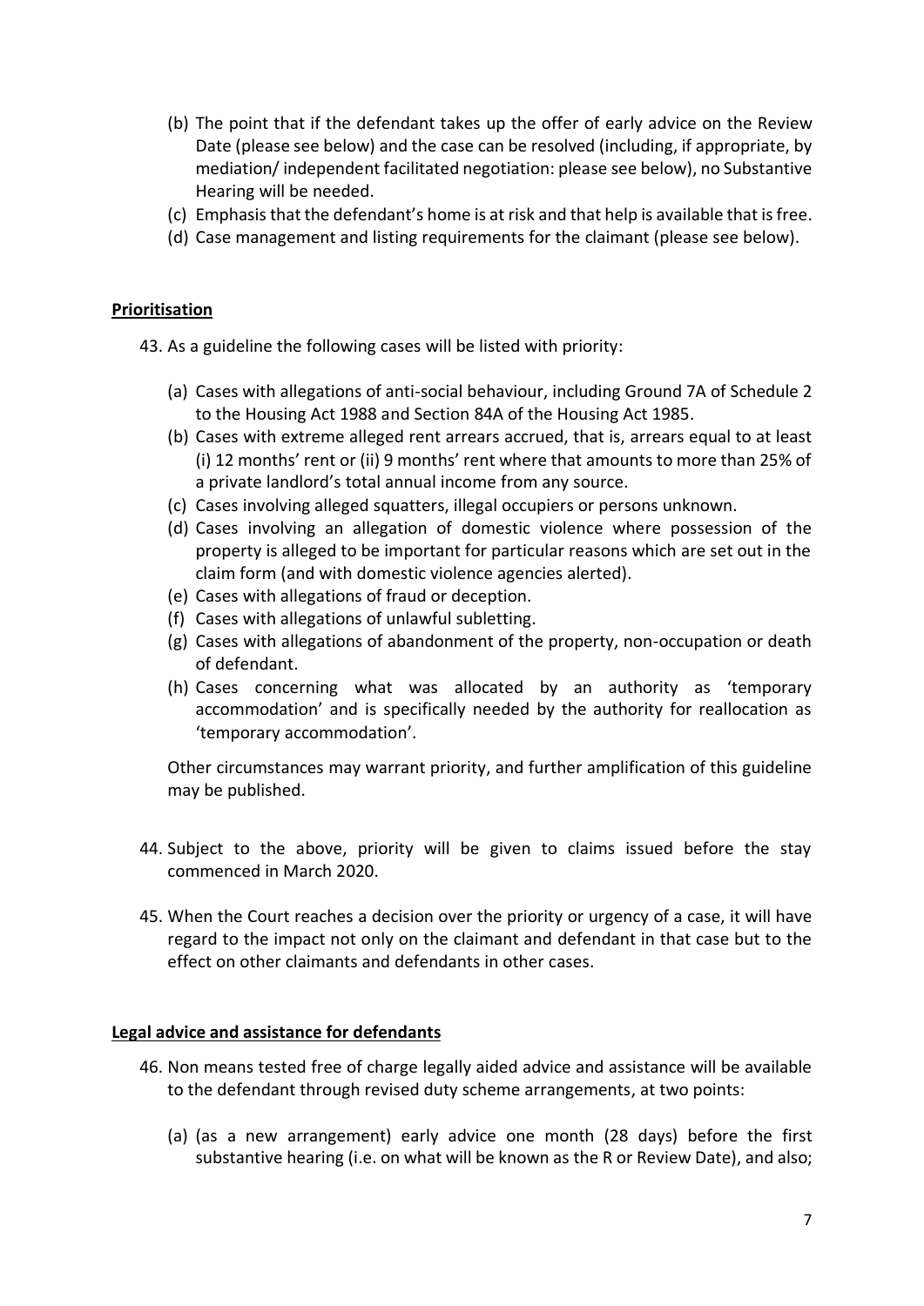(b) The point that if the defendant takes up the offer of early advice on the Review Date (please see below) and the case can be resolved (including, if appropriate, by mediation/ independent facilitated negotiation: please see below), no Substantive Hearing will be needed.

(c) Emphasis that the defendant's home is at risk and that help is available that is free.

(d) Case management and listing requirements for the claimant (please see below).

**Prioritisation**

43. As a guideline the following cases will be listed with priority:

(a) Cases with allegations of anti-social behaviour, including Ground 7A of Schedule 2 to the Housing Act 1988 and Section 84A of the Housing Act 1985.

(b) Cases with extreme alleged rent arrears accrued, that is, arrears equal to at least (i) 12 months' rent or (ii) 9 months' rent where that amounts to more than 25% of a private landlord's total annual income from any source.

(c) Cases involving alleged squatters, illegal occupiers or persons unknown.

(d) Cases involving an allegation of domestic violence where possession of the property is alleged to be important for particular reasons which are set out in the claim form (and with domestic violence agencies alerted).

(e) Cases with allegations of fraud or deception.

(f) Cases with allegations of unlawful subletting.

(g) Cases with allegations of abandonment of the property, non-occupation or death of defendant.

(h) Cases concerning what was allocated by an authority as 'temporary accommodation' and is specifically needed by the authority for reallocation as 'temporary accommodation'.

Other circumstances may warrant priority, and further amplification of this guideline may be published.

44. Subject to the above, priority will be given to claims issued before the stay commenced in March 2020.

45. When the Court reaches a decision over the priority or urgency of a case, it will have regard to the impact not only on the claimant and defendant in that case but to the effect on other claimants and defendants in other cases.

**Legal advice and assistance for defendants**

46. Non means tested free of charge legally aided advice and assistance will be available to the defendant through revised duty scheme arrangements, at two points:

(a) (as a new arrangement) early advice one month (28 days) before the first substantive hearing (i.e. on what will be known as the R or Review Date), and also;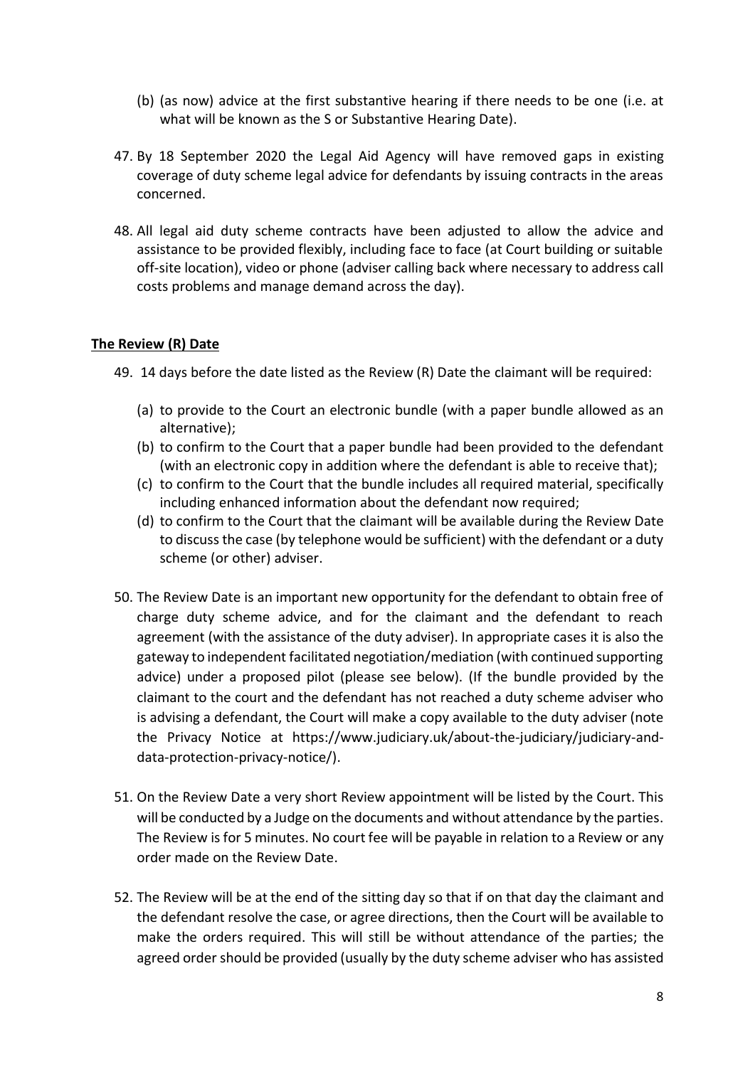(b) (as now) advice at the first substantive hearing if there needs to be one (i.e. at what will be known as the S or Substantive Hearing Date).

47. By 18 September 2020 the Legal Aid Agency will have removed gaps in existing coverage of duty scheme legal advice for defendants by issuing contracts in the areas concerned.

48. All legal aid duty scheme contracts have been adjusted to allow the advice and assistance to be provided flexibly, including face to face (at Court building or suitable off-site location), video or phone (adviser calling back where necessary to address call costs problems and manage demand across the day).

**The Review (R) Date**

49. 14 days before the date listed as the Review (R) Date the claimant will be required:

    (a) to provide to the Court an electronic bundle (with a paper bundle allowed as an alternative);
    (b) to confirm to the Court that a paper bundle had been provided to the defendant (with an electronic copy in addition where the defendant is able to receive that);
    (c) to confirm to the Court that the bundle includes all required material, specifically including enhanced information about the defendant now required;
    (d) to confirm to the Court that the claimant will be available during the Review Date to discuss the case (by telephone would be sufficient) with the defendant or a duty scheme (or other) adviser.

50. The Review Date is an important new opportunity for the defendant to obtain free of charge duty scheme advice, and for the claimant and the defendant to reach agreement (with the assistance of the duty adviser). In appropriate cases it is also the gateway to independent facilitated negotiation/mediation (with continued supporting advice) under a proposed pilot (please see below). (If the bundle provided by the claimant to the court and the defendant has not reached a duty scheme adviser who is advising a defendant, the Court will make a copy available to the duty adviser (note the Privacy Notice at https://www.judiciary.uk/about-the-judiciary/judiciary-and-data-protection-privacy-notice/).

51. On the Review Date a very short Review appointment will be listed by the Court. This will be conducted by a Judge on the documents and without attendance by the parties. The Review is for 5 minutes. No court fee will be payable in relation to a Review or any order made on the Review Date.

52. The Review will be at the end of the sitting day so that if on that day the claimant and the defendant resolve the case, or agree directions, then the Court will be available to make the orders required. This will still be without attendance of the parties; the agreed order should be provided (usually by the duty scheme adviser who has assisted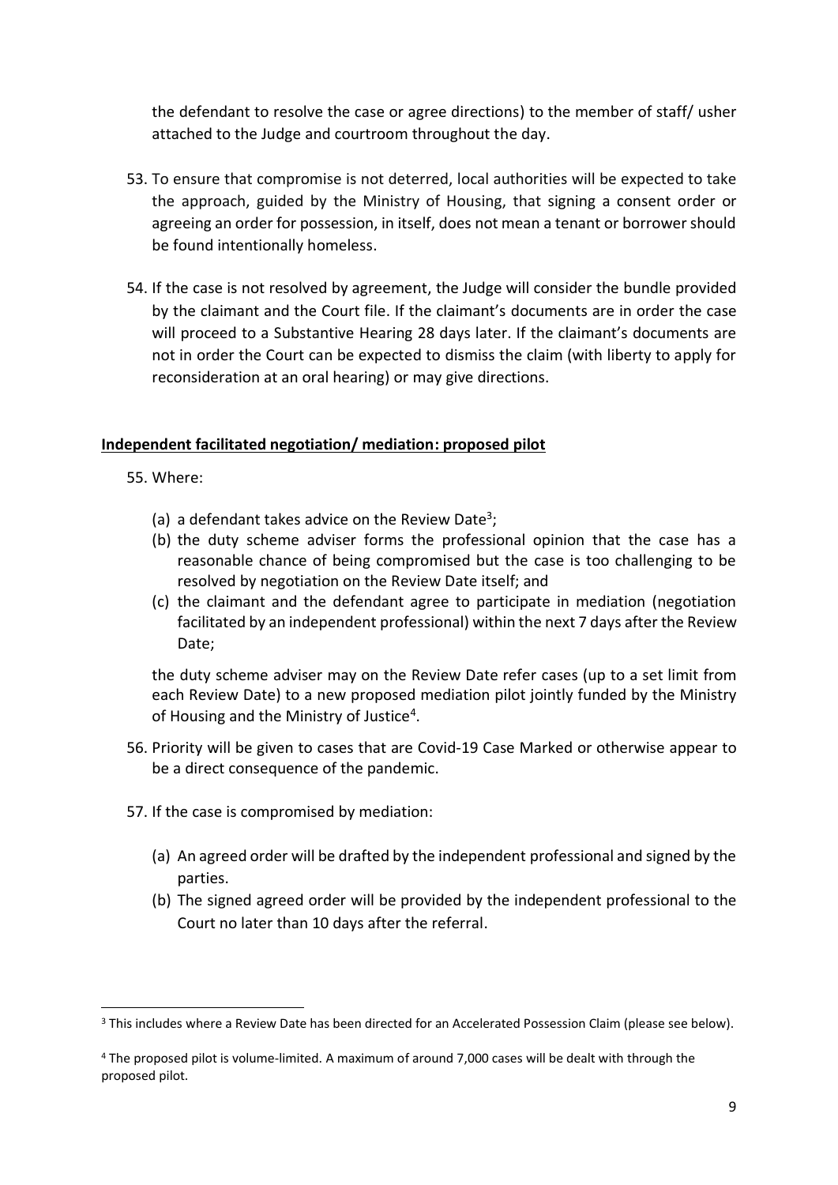the defendant to resolve the case or agree directions) to the member of staff/ usher attached to the Judge and courtroom throughout the day.

53. To ensure that compromise is not deterred, local authorities will be expected to take the approach, guided by the Ministry of Housing, that signing a consent order or agreeing an order for possession, in itself, does not mean a tenant or borrower should be found intentionally homeless.

54. If the case is not resolved by agreement, the Judge will consider the bundle provided by the claimant and the Court file. If the claimant's documents are in order the case will proceed to a Substantive Hearing 28 days later. If the claimant's documents are not in order the Court can be expected to dismiss the claim (with liberty to apply for reconsideration at an oral hearing) or may give directions.

**<u>Independent facilitated negotiation/ mediation: proposed pilot</u>**

55. Where:

    (a) a defendant takes advice on the Review Date[3];
    (b) the duty scheme adviser forms the professional opinion that the case has a reasonable chance of being compromised but the case is too challenging to be resolved by negotiation on the Review Date itself; and
    (c) the claimant and the defendant agree to participate in mediation (negotiation facilitated by an independent professional) within the next 7 days after the Review Date;

    the duty scheme adviser may on the Review Date refer cases (up to a set limit from each Review Date) to a new proposed mediation pilot jointly funded by the Ministry of Housing and the Ministry of Justice[4].

56. Priority will be given to cases that are Covid-19 Case Marked or otherwise appear to be a direct consequence of the pandemic.

57. If the case is compromised by mediation:

    (a) An agreed order will be drafted by the independent professional and signed by the parties.
    (b) The signed agreed order will be provided by the independent professional to the Court no later than 10 days after the referral.

---

[3] This includes where a Review Date has been directed for an Accelerated Possession Claim (please see below).

[4] The proposed pilot is volume-limited. A maximum of around 7,000 cases will be dealt with through the proposed pilot.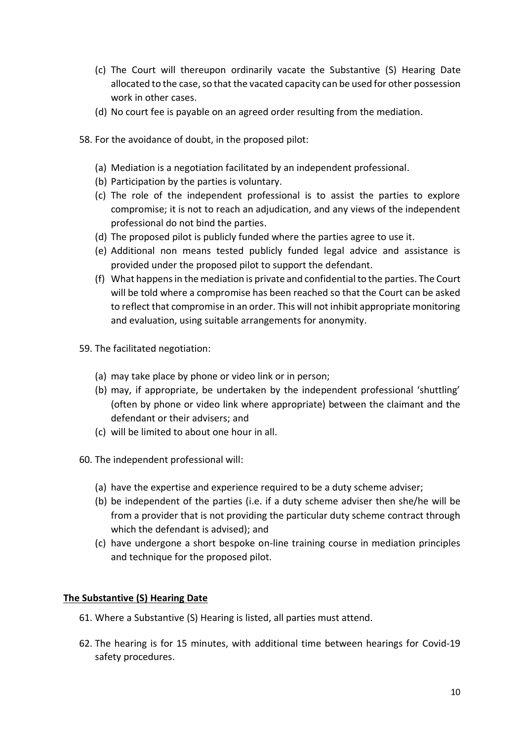(c) The Court will thereupon ordinarily vacate the Substantive (S) Hearing Date allocated to the case, so that the vacated capacity can be used for other possession work in other cases.

(d) No court fee is payable on an agreed order resulting from the mediation.

58. For the avoidance of doubt, in the proposed pilot:

   (a) Mediation is a negotiation facilitated by an independent professional.

   (b) Participation by the parties is voluntary.

   (c) The role of the independent professional is to assist the parties to explore compromise; it is not to reach an adjudication, and any views of the independent professional do not bind the parties.

   (d) The proposed pilot is publicly funded where the parties agree to use it.

   (e) Additional non means tested publicly funded legal advice and assistance is provided under the proposed pilot to support the defendant.

   (f) What happens in the mediation is private and confidential to the parties. The Court will be told where a compromise has been reached so that the Court can be asked to reflect that compromise in an order. This will not inhibit appropriate monitoring and evaluation, using suitable arrangements for anonymity.

59. The facilitated negotiation:

   (a) may take place by phone or video link or in person;

   (b) may, if appropriate, be undertaken by the independent professional 'shuttling' (often by phone or video link where appropriate) between the claimant and the defendant or their advisers; and

   (c) will be limited to about one hour in all.

60. The independent professional will:

   (a) have the expertise and experience required to be a duty scheme adviser;

   (b) be independent of the parties (i.e. if a duty scheme adviser then she/he will be from a provider that is not providing the particular duty scheme contract through which the defendant is advised); and

   (c) have undergone a short bespoke on-line training course in mediation principles and technique for the proposed pilot.

## The Substantive (S) Hearing Date

61. Where a Substantive (S) Hearing is listed, all parties must attend.

62. The hearing is for 15 minutes, with additional time between hearings for Covid-19 safety procedures.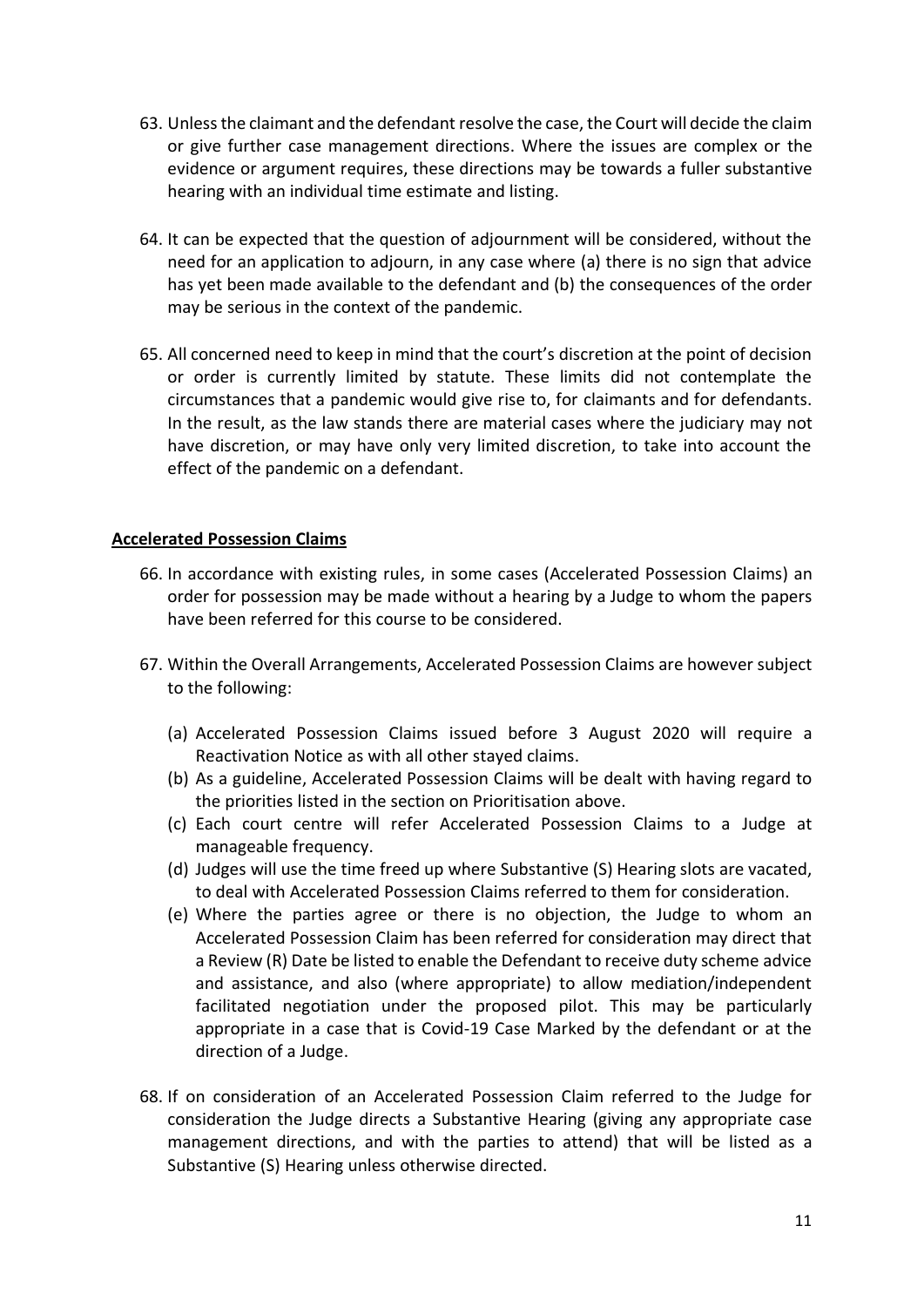63. Unless the claimant and the defendant resolve the case, the Court will decide the claim or give further case management directions. Where the issues are complex or the evidence or argument requires, these directions may be towards a fuller substantive hearing with an individual time estimate and listing.

64. It can be expected that the question of adjournment will be considered, without the need for an application to adjourn, in any case where (a) there is no sign that advice has yet been made available to the defendant and (b) the consequences of the order may be serious in the context of the pandemic.

65. All concerned need to keep in mind that the court's discretion at the point of decision or order is currently limited by statute. These limits did not contemplate the circumstances that a pandemic would give rise to, for claimants and for defendants. In the result, as the law stands there are material cases where the judiciary may not have discretion, or may have only very limited discretion, to take into account the effect of the pandemic on a defendant.

## Accelerated Possession Claims

66. In accordance with existing rules, in some cases (Accelerated Possession Claims) an order for possession may be made without a hearing by a Judge to whom the papers have been referred for this course to be considered.

67. Within the Overall Arrangements, Accelerated Possession Claims are however subject to the following:

    (a) Accelerated Possession Claims issued before 3 August 2020 will require a Reactivation Notice as with all other stayed claims.
    (b) As a guideline, Accelerated Possession Claims will be dealt with having regard to the priorities listed in the section on Prioritisation above.
    (c) Each court centre will refer Accelerated Possession Claims to a Judge at manageable frequency.
    (d) Judges will use the time freed up where Substantive (S) Hearing slots are vacated, to deal with Accelerated Possession Claims referred to them for consideration.
    (e) Where the parties agree or there is no objection, the Judge to whom an Accelerated Possession Claim has been referred for consideration may direct that a Review (R) Date be listed to enable the Defendant to receive duty scheme advice and assistance, and also (where appropriate) to allow mediation/independent facilitated negotiation under the proposed pilot. This may be particularly appropriate in a case that is Covid-19 Case Marked by the defendant or at the direction of a Judge.

68. If on consideration of an Accelerated Possession Claim referred to the Judge for consideration the Judge directs a Substantive Hearing (giving any appropriate case management directions, and with the parties to attend) that will be listed as a Substantive (S) Hearing unless otherwise directed.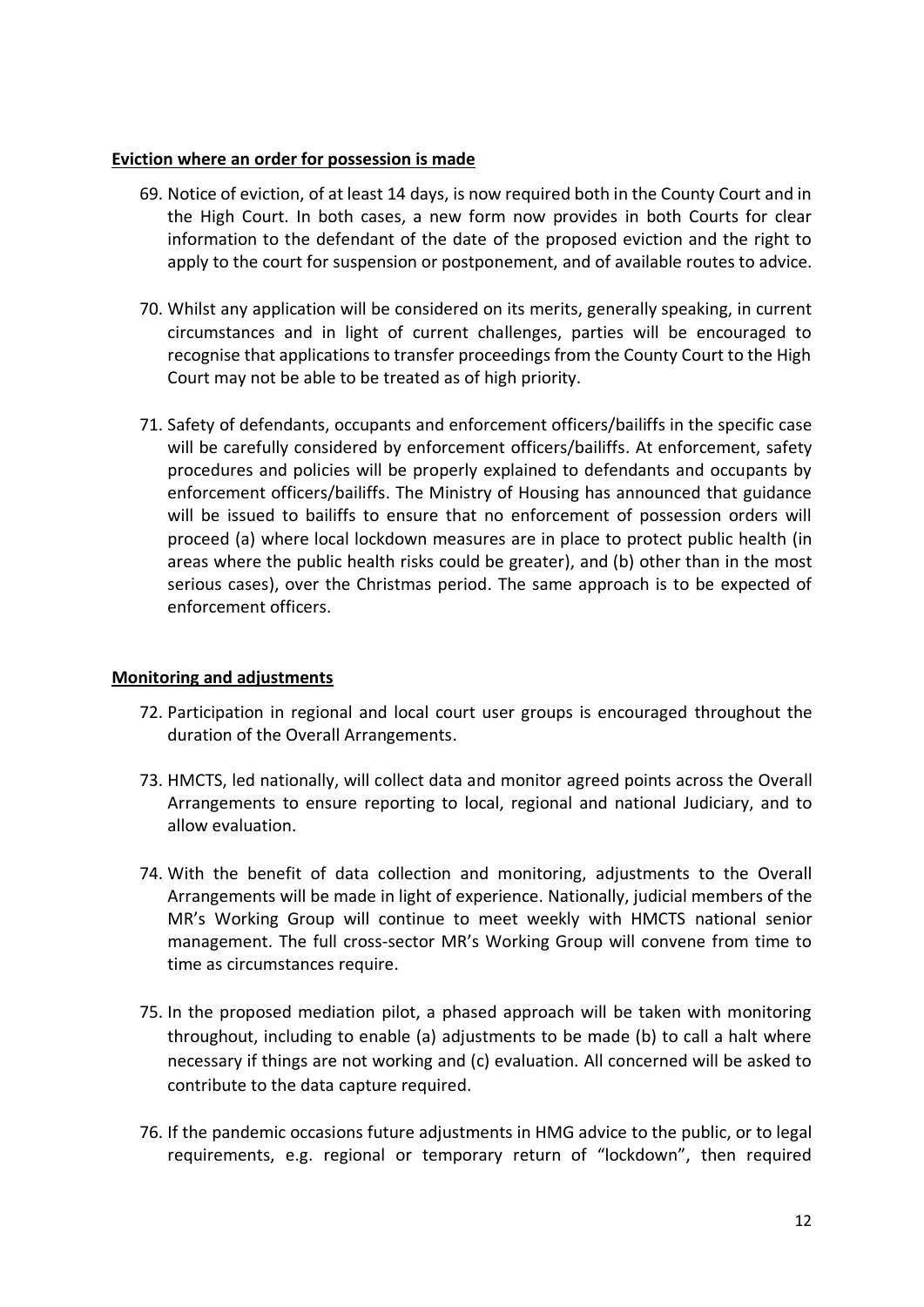**Eviction where an order for possession is made**

69. Notice of eviction, of at least 14 days, is now required both in the County Court and in the High Court. In both cases, a new form now provides in both Courts for clear information to the defendant of the date of the proposed eviction and the right to apply to the court for suspension or postponement, and of available routes to advice.

70. Whilst any application will be considered on its merits, generally speaking, in current circumstances and in light of current challenges, parties will be encouraged to recognise that applications to transfer proceedings from the County Court to the High Court may not be able to be treated as of high priority.

71. Safety of defendants, occupants and enforcement officers/bailiffs in the specific case will be carefully considered by enforcement officers/bailiffs. At enforcement, safety procedures and policies will be properly explained to defendants and occupants by enforcement officers/bailiffs. The Ministry of Housing has announced that guidance will be issued to bailiffs to ensure that no enforcement of possession orders will proceed (a) where local lockdown measures are in place to protect public health (in areas where the public health risks could be greater), and (b) other than in the most serious cases), over the Christmas period. The same approach is to be expected of enforcement officers.

**Monitoring and adjustments**

72. Participation in regional and local court user groups is encouraged throughout the duration of the Overall Arrangements.

73. HMCTS, led nationally, will collect data and monitor agreed points across the Overall Arrangements to ensure reporting to local, regional and national Judiciary, and to allow evaluation.

74. With the benefit of data collection and monitoring, adjustments to the Overall Arrangements will be made in light of experience. Nationally, judicial members of the MR's Working Group will continue to meet weekly with HMCTS national senior management. The full cross-sector MR's Working Group will convene from time to time as circumstances require.

75. In the proposed mediation pilot, a phased approach will be taken with monitoring throughout, including to enable (a) adjustments to be made (b) to call a halt where necessary if things are not working and (c) evaluation. All concerned will be asked to contribute to the data capture required.

76. If the pandemic occasions future adjustments in HMG advice to the public, or to legal requirements, e.g. regional or temporary return of "lockdown", then required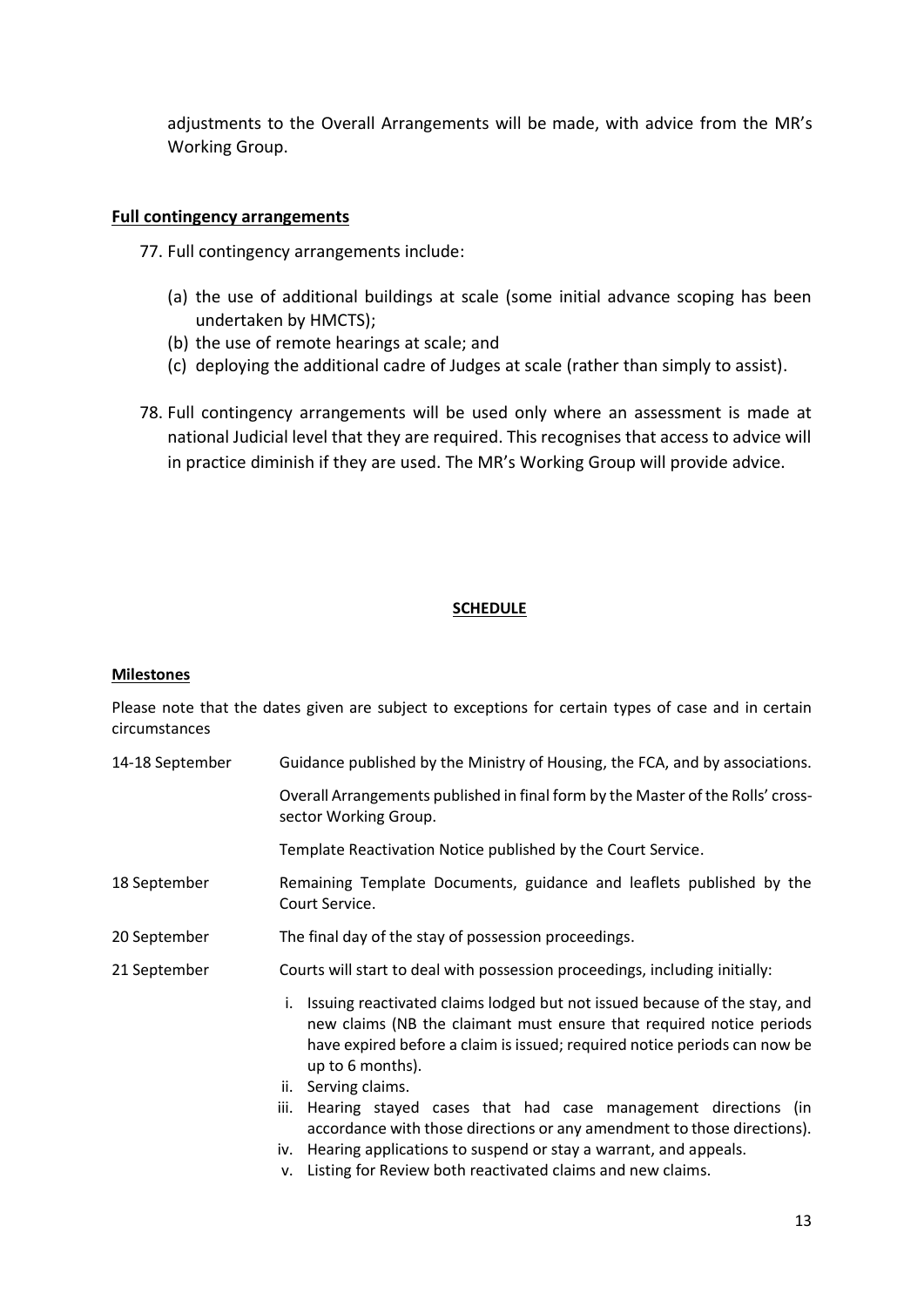adjustments to the Overall Arrangements will be made, with advice from the MR's Working Group.

**Full contingency arrangements**

77. Full contingency arrangements include:

    (a) the use of additional buildings at scale (some initial advance scoping has been undertaken by HMCTS);
    (b) the use of remote hearings at scale; and
    (c) deploying the additional cadre of Judges at scale (rather than simply to assist).

78. Full contingency arrangements will be used only where an assessment is made at national Judicial level that they are required. This recognises that access to advice will in practice diminish if they are used. The MR's Working Group will provide advice.

**SCHEDULE**

**Milestones**

Please note that the dates given are subject to exceptions for certain types of case and in certain circumstances

| | |
|---|---|
| 14-18 September | Guidance published by the Ministry of Housing, the FCA, and by associations. |
| | Overall Arrangements published in final form by the Master of the Rolls' cross-sector Working Group. |
| | Template Reactivation Notice published by the Court Service. |
| 18 September | Remaining Template Documents, guidance and leaflets published by the Court Service. |
| 20 September | The final day of the stay of possession proceedings. |
| 21 September | Courts will start to deal with possession proceedings, including initially:<br>i. Issuing reactivated claims lodged but not issued because of the stay, and new claims (NB the claimant must ensure that required notice periods have expired before a claim is issued; required notice periods can now be up to 6 months).<br>ii. Serving claims.<br>iii. Hearing stayed cases that had case management directions (in accordance with those directions or any amendment to those directions).<br>iv. Hearing applications to suspend or stay a warrant, and appeals.<br>v. Listing for Review both reactivated claims and new claims. |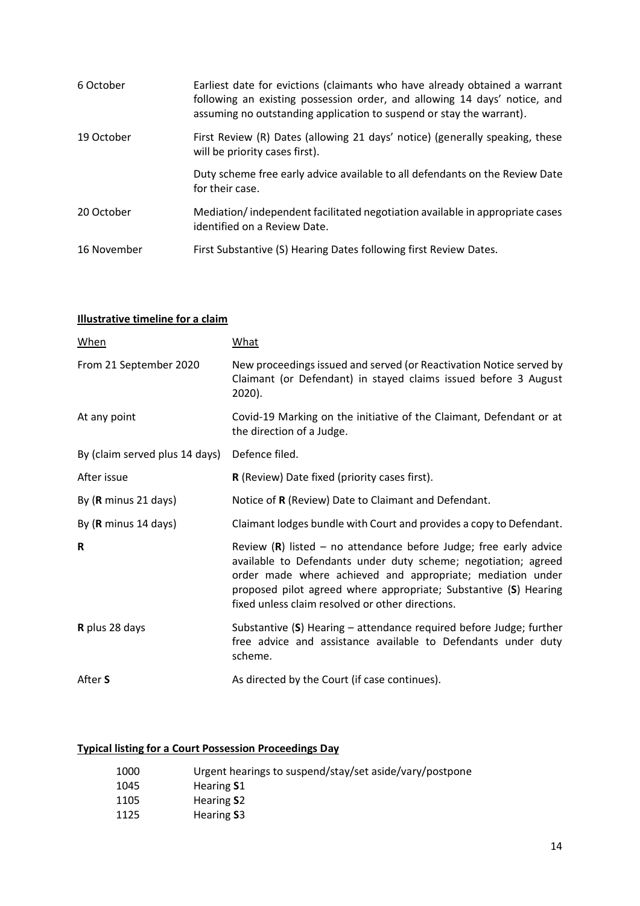| | |
|---|---|
| 6 October | Earliest date for evictions (claimants who have already obtained a warrant following an existing possession order, and allowing 14 days' notice, and assuming no outstanding application to suspend or stay the warrant). |
| 19 October | First Review (R) Dates (allowing 21 days' notice) (generally speaking, these will be priority cases first). |
| | Duty scheme free early advice available to all defendants on the Review Date for their case. |
| 20 October | Mediation/ independent facilitated negotiation available in appropriate cases identified on a Review Date. |
| 16 November | First Substantive (S) Hearing Dates following first Review Dates. |

**Illustrative timeline for a claim**

| When | What |
|---|---|
| From 21 September 2020 | New proceedings issued and served (or Reactivation Notice served by Claimant (or Defendant) in stayed claims issued before 3 August 2020). |
| At any point | Covid-19 Marking on the initiative of the Claimant, Defendant or at the direction of a Judge. |
| By (claim served plus 14 days) | Defence filed. |
| After issue | **R** (Review) Date fixed (priority cases first). |
| By (**R** minus 21 days) | Notice of **R** (Review) Date to Claimant and Defendant. |
| By (**R** minus 14 days) | Claimant lodges bundle with Court and provides a copy to Defendant. |
| **R** | Review (**R**) listed – no attendance before Judge; free early advice available to Defendants under duty scheme; negotiation; agreed order made where achieved and appropriate; mediation under proposed pilot agreed where appropriate; Substantive (**S**) Hearing fixed unless claim resolved or other directions. |
| **R** plus 28 days | Substantive (**S**) Hearing – attendance required before Judge; further free advice and assistance available to Defendants under duty scheme. |
| After **S** | As directed by the Court (if case continues). |

**Typical listing for a Court Possession Proceedings Day**

| | |
|---|---|
| 1000 | Urgent hearings to suspend/stay/set aside/vary/postpone |
| 1045 | Hearing **S**1 |
| 1105 | Hearing **S**2 |
| 1125 | Hearing **S**3 |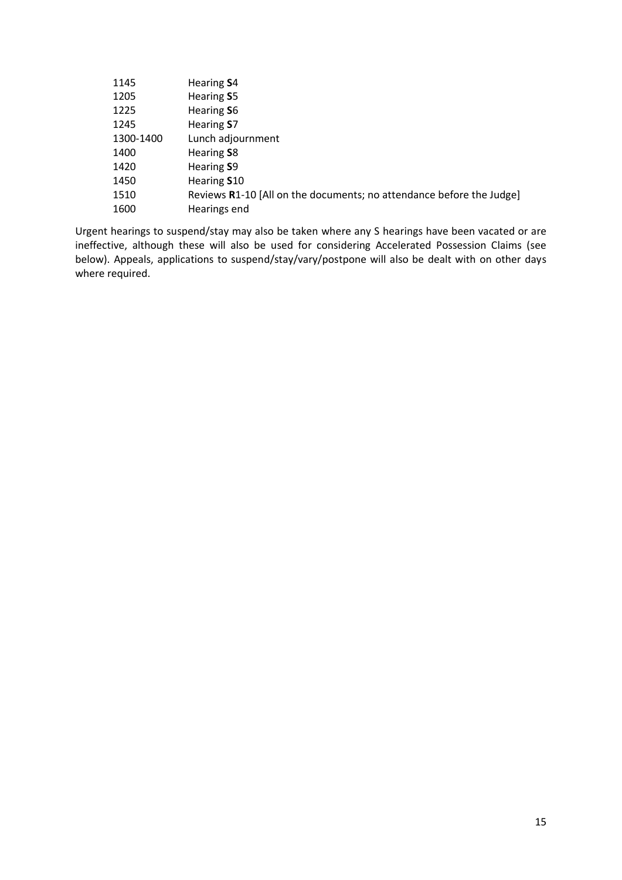| | |
|---|---|
| 1145 | Hearing **S**4 |
| 1205 | Hearing **S**5 |
| 1225 | Hearing **S**6 |
| 1245 | Hearing **S**7 |
| 1300-1400 | Lunch adjournment |
| 1400 | Hearing **S**8 |
| 1420 | Hearing **S**9 |
| 1450 | Hearing **S**10 |
| 1510 | Reviews **R**1-10 [All on the documents; no attendance before the Judge] |
| 1600 | Hearings end |

Urgent hearings to suspend/stay may also be taken where any S hearings have been vacated or are ineffective, although these will also be used for considering Accelerated Possession Claims (see below). Appeals, applications to suspend/stay/vary/postpone will also be dealt with on other days where required.